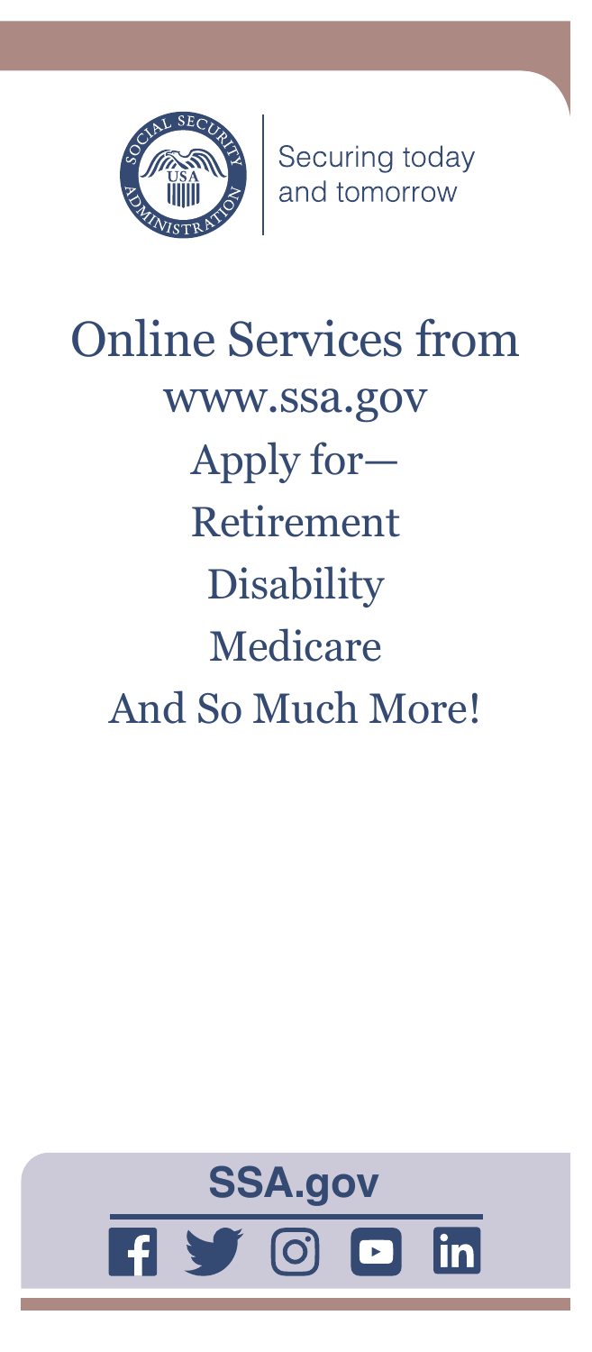Securing today
and tomorrow

# Online Services from www.ssa.gov

## Apply for—

Retirement

Disability

Medicare

And So Much More!

**SSA.gov**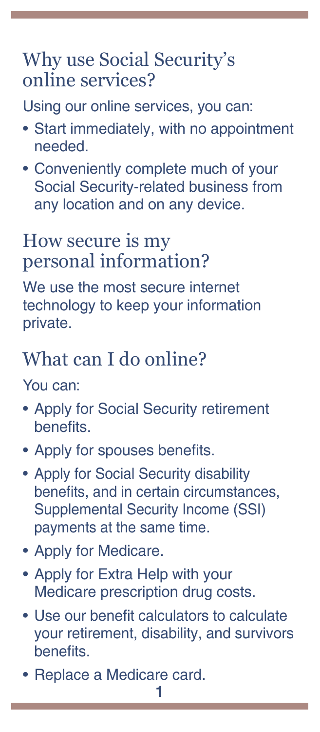## Why use Social Security's online services?

Using our online services, you can:

- Start immediately, with no appointment needed.
- Conveniently complete much of your Social Security-related business from any location and on any device.

## How secure is my personal information?

We use the most secure internet technology to keep your information private.

## What can I do online?

You can:

- Apply for Social Security retirement benefits.
- Apply for spouses benefits.
- Apply for Social Security disability benefits, and in certain circumstances, Supplemental Security Income (SSI) payments at the same time.
- Apply for Medicare.
- Apply for Extra Help with your Medicare prescription drug costs.
- Use our benefit calculators to calculate your retirement, disability, and survivors benefits.
- Replace a Medicare card.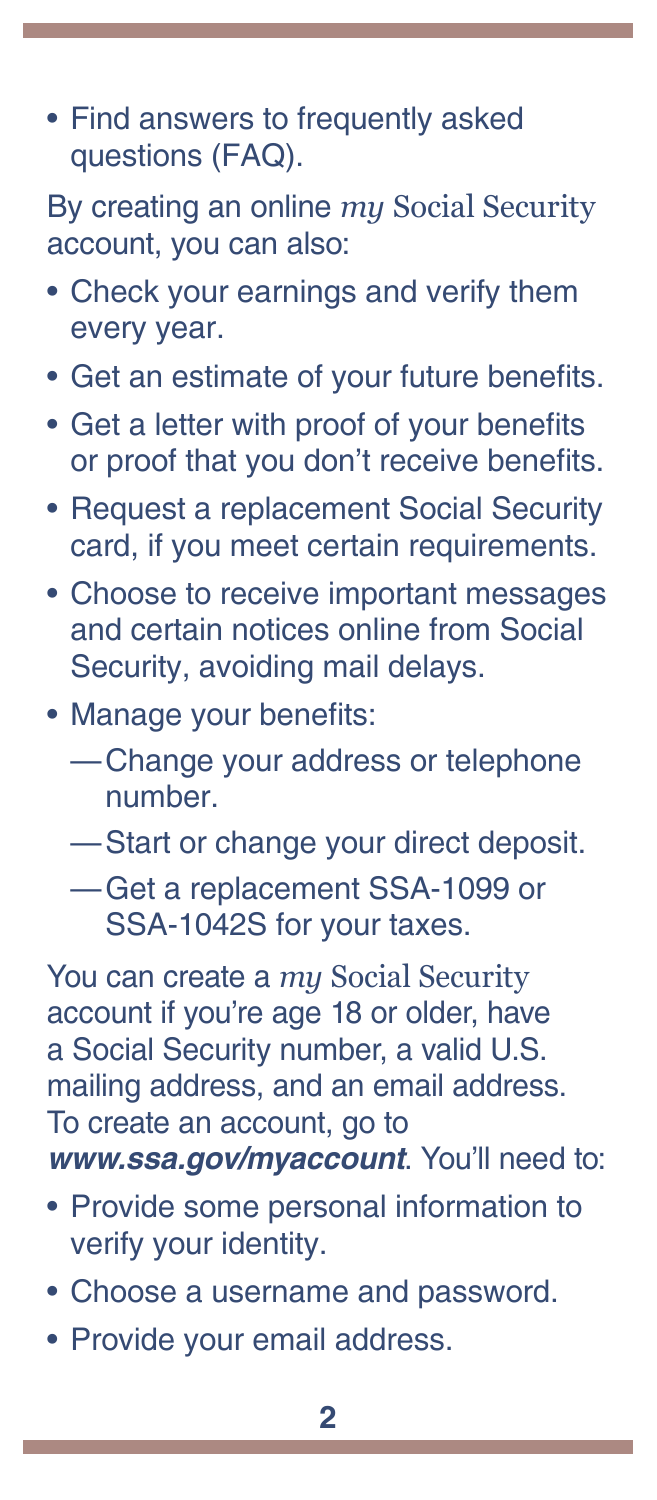- Find answers to frequently asked questions (FAQ).

By creating an online *my* Social Security account, you can also:

- Check your earnings and verify them every year.
- Get an estimate of your future benefits.
- Get a letter with proof of your benefits or proof that you don't receive benefits.
- Request a replacement Social Security card, if you meet certain requirements.
- Choose to receive important messages and certain notices online from Social Security, avoiding mail delays.
- Manage your benefits:
  - Change your address or telephone number.
  - Start or change your direct deposit.
  - Get a replacement SSA-1099 or SSA-1042S for your taxes.

You can create a *my* Social Security account if you're age 18 or older, have a Social Security number, a valid U.S. mailing address, and an email address. To create an account, go to ***www.ssa.gov/myaccount***. You'll need to:

- Provide some personal information to verify your identity.
- Choose a username and password.
- Provide your email address.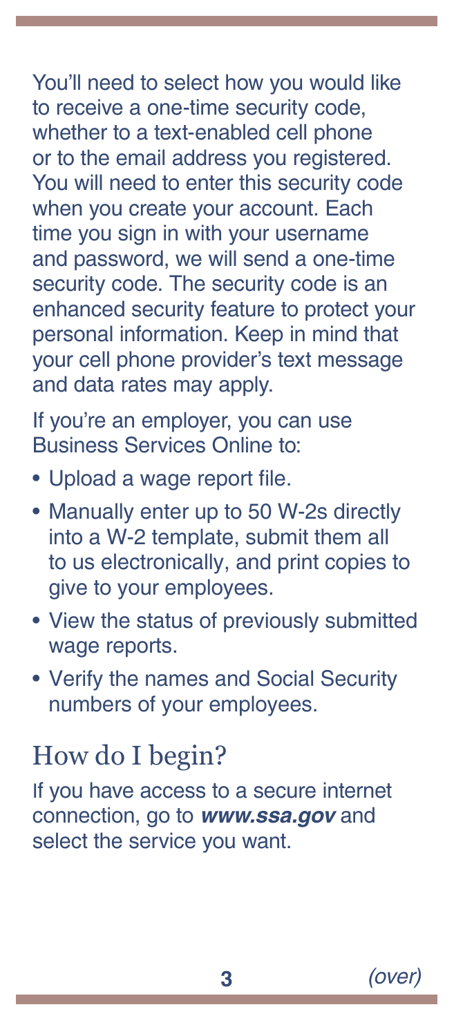You'll need to select how you would like to receive a one-time security code, whether to a text-enabled cell phone or to the email address you registered. You will need to enter this security code when you create your account. Each time you sign in with your username and password, we will send a one-time security code. The security code is an enhanced security feature to protect your personal information. Keep in mind that your cell phone provider's text message and data rates may apply.

If you're an employer, you can use Business Services Online to:

- Upload a wage report file.
- Manually enter up to 50 W-2s directly into a W-2 template, submit them all to us electronically, and print copies to give to your employees.
- View the status of previously submitted wage reports.
- Verify the names and Social Security numbers of your employees.

## How do I begin?

If you have access to a secure internet connection, go to ***www.ssa.gov*** and select the service you want.

*(over)*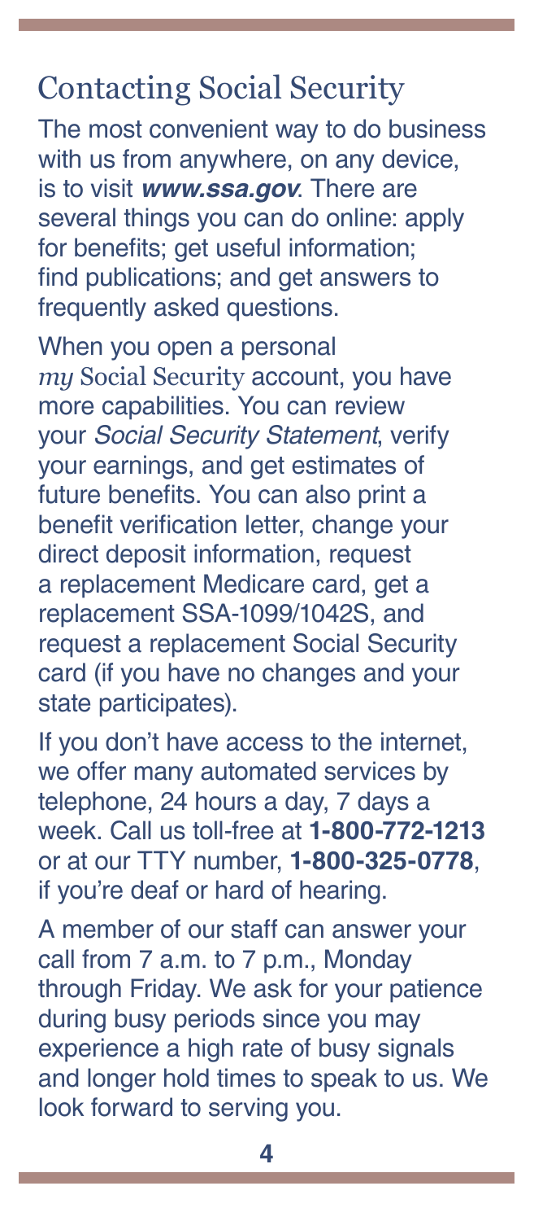## Contacting Social Security

The most convenient way to do business with us from anywhere, on any device, is to visit ***www.ssa.gov***. There are several things you can do online: apply for benefits; get useful information; find publications; and get answers to frequently asked questions.

When you open a personal *my* Social Security account, you have more capabilities. You can review your *Social Security Statement*, verify your earnings, and get estimates of future benefits. You can also print a benefit verification letter, change your direct deposit information, request a replacement Medicare card, get a replacement SSA-1099/1042S, and request a replacement Social Security card (if you have no changes and your state participates).

If you don't have access to the internet, we offer many automated services by telephone, 24 hours a day, 7 days a week. Call us toll-free at **1-800-772-1213** or at our TTY number, **1-800-325-0778**, if you're deaf or hard of hearing.

A member of our staff can answer your call from 7 a.m. to 7 p.m., Monday through Friday. We ask for your patience during busy periods since you may experience a high rate of busy signals and longer hold times to speak to us. We look forward to serving you.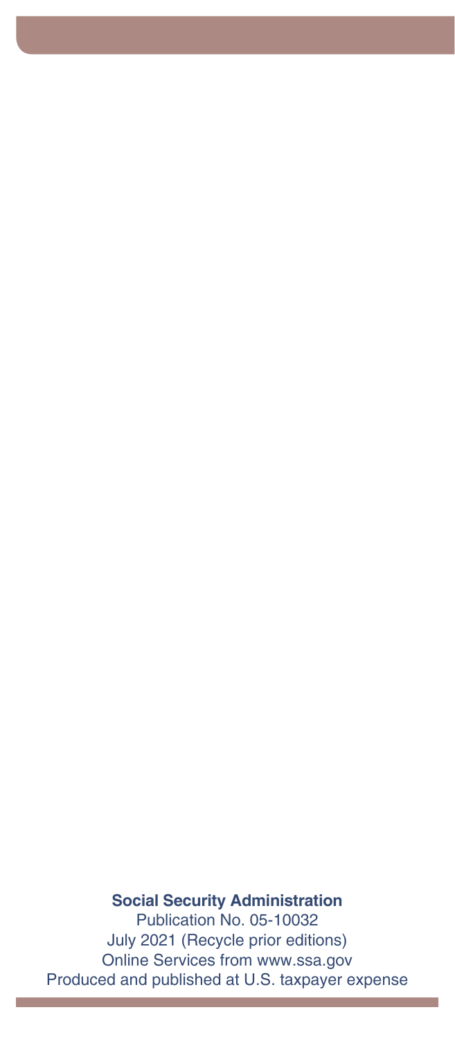**Social Security Administration**

Publication No. 05-10032

July 2021 (Recycle prior editions)

Online Services from www.ssa.gov

Produced and published at U.S. taxpayer expense